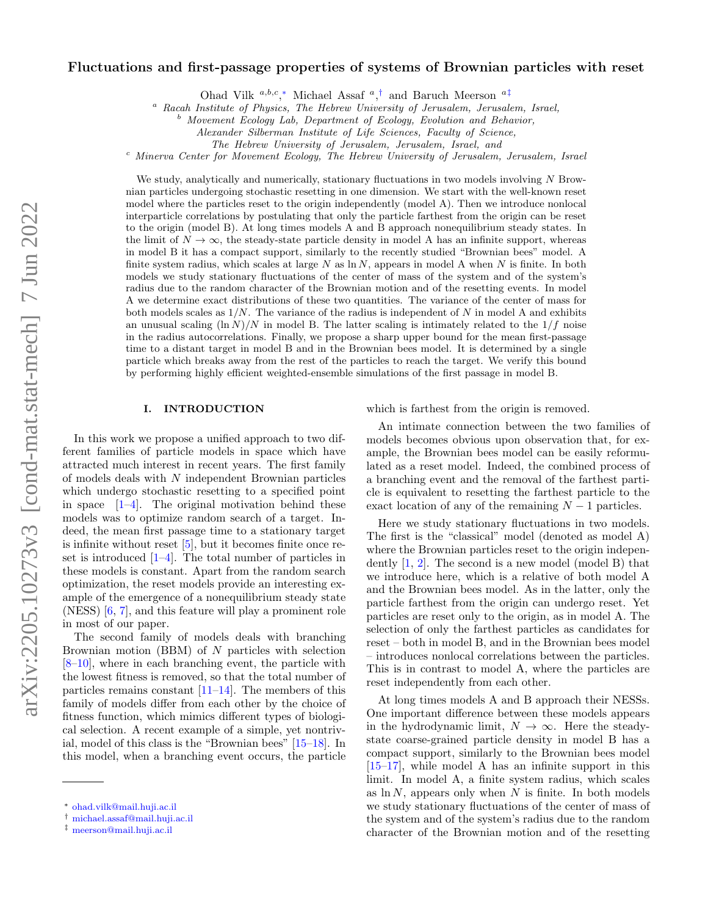# Fluctuations and first-passage properties of systems of Brownian particles with reset

Ohad Vilk [a,b,c,*], Michael Assaf [a,†] and Baruch Meerson [a‡]

[a] *Racah Institute of Physics, The Hebrew University of Jerusalem, Jerusalem, Israel,*
[b] *Movement Ecology Lab, Department of Ecology, Evolution and Behavior, Alexander Silberman Institute of Life Sciences, Faculty of Science, The Hebrew University of Jerusalem, Jerusalem, Israel, and*
[c] *Minerva Center for Movement Ecology, The Hebrew University of Jerusalem, Jerusalem, Israel*

We study, analytically and numerically, stationary fluctuations in two models involving $N$ Brownian particles undergoing stochastic resetting in one dimension. We start with the well-known reset model where the particles reset to the origin independently (model A). Then we introduce nonlocal interparticle correlations by postulating that only the particle farthest from the origin can be reset to the origin (model B). At long times models A and B approach nonequilibrium steady states. In the limit of $N \to \infty$, the steady-state particle density in model A has an infinite support, whereas in model B it has a compact support, similarly to the recently studied "Brownian bees" model. A finite system radius, which scales at large $N$ as $\ln N$, appears in model A when $N$ is finite. In both models we study stationary fluctuations of the center of mass of the system and of the system's radius due to the random character of the Brownian motion and of the resetting events. In model A we determine exact distributions of these two quantities. The variance of the center of mass for both models scales as $1/N$. The variance of the radius is independent of $N$ in model A and exhibits an unusual scaling $(\ln N)/N$ in model B. The latter scaling is intimately related to the $1/f$ noise in the radius autocorrelations. Finally, we propose a sharp upper bound for the mean first-passage time to a distant target in model B and in the Brownian bees model. It is determined by a single particle which breaks away from the rest of the particles to reach the target. We verify this bound by performing highly efficient weighted-ensemble simulations of the first passage in model B.

## I. INTRODUCTION

In this work we propose a unified approach to two different families of particle models in space which have attracted much interest in recent years. The first family of models deals with $N$ independent Brownian particles which undergo stochastic resetting to a specified point in space [1–4]. The original motivation behind these models was to optimize random search of a target. Indeed, the mean first passage time to a stationary target is infinite without reset [5], but it becomes finite once reset is introduced [1–4]. The total number of particles in these models is constant. Apart from the random search optimization, the reset models provide an interesting example of the emergence of a nonequilibrium steady state (NESS) [6, 7], and this feature will play a prominent role in most of our paper.

The second family of models deals with branching Brownian motion (BBM) of $N$ particles with selection [8–10], where in each branching event, the particle with the lowest fitness is removed, so that the total number of particles remains constant [11–14]. The members of this family of models differ from each other by the choice of fitness function, which mimics different types of biological selection. A recent example of a simple, yet nontrivial, model of this class is the "Brownian bees" [15–18]. In this model, when a branching event occurs, the particle which is farthest from the origin is removed.

An intimate connection between the two families of models becomes obvious upon observation that, for example, the Brownian bees model can be easily reformulated as a reset model. Indeed, the combined process of a branching event and the removal of the farthest particle is equivalent to resetting the farthest particle to the exact location of any of the remaining $N-1$ particles.

Here we study stationary fluctuations in two models. The first is the "classical" model (denoted as model A) where the Brownian particles reset to the origin independently [1, 2]. The second is a new model (model B) that we introduce here, which is a relative of both model A and the Brownian bees model. As in the latter, only the particle farthest from the origin can undergo reset. Yet particles are reset only to the origin, as in model A. The selection of only the farthest particles as candidates for reset – both in model B, and in the Brownian bees model – introduces nonlocal correlations between the particles. This is in contrast to model A, where the particles are reset independently from each other.

At long times models A and B approach their NESSs. One important difference between these models appears in the hydrodynamic limit, $N \to \infty$. Here the steady-state coarse-grained particle density in model B has a compact support, similarly to the Brownian bees model [15–17], while model A has an infinite support in this limit. In model A, a finite system radius, which scales as $\ln N$, appears only when $N$ is finite. In both models we study stationary fluctuations of the center of mass of the system and of the system's radius due to the random character of the Brownian motion and of the resetting

* ohad.vilk@mail.huji.ac.il
† michael.assaf@mail.huji.ac.il
‡ meerson@mail.huji.ac.il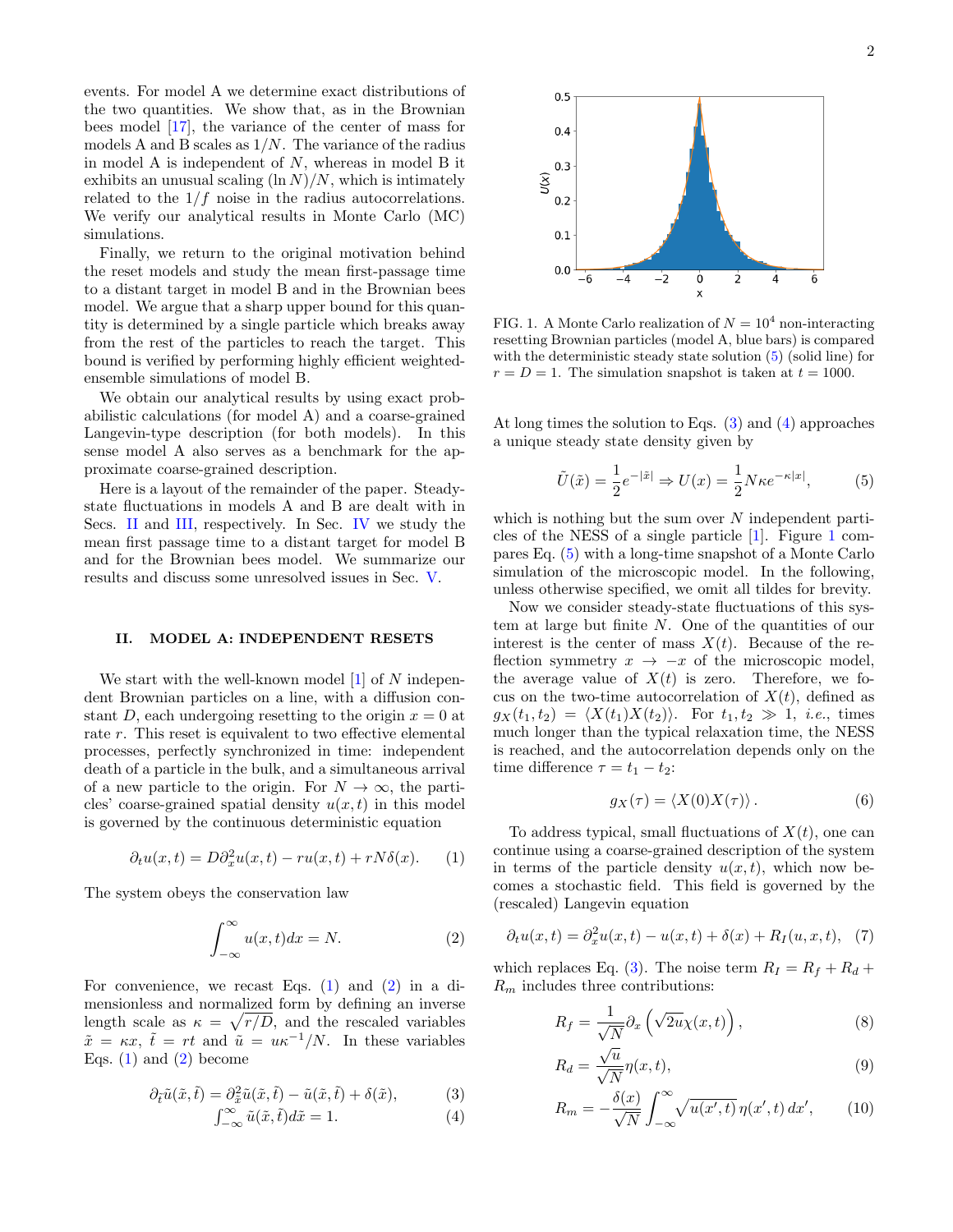events. For model A we determine exact distributions of the two quantities. We show that, as in the Brownian bees model [17], the variance of the center of mass for models A and B scales as $1/N$. The variance of the radius in model A is independent of $N$, whereas in model B it exhibits an unusual scaling $(\ln N)/N$, which is intimately related to the $1/f$ noise in the radius autocorrelations. We verify our analytical results in Monte Carlo (MC) simulations.

Finally, we return to the original motivation behind the reset models and study the mean first-passage time to a distant target in model B and in the Brownian bees model. We argue that a sharp upper bound for this quantity is determined by a single particle which breaks away from the rest of the particles to reach the target. This bound is verified by performing highly efficient weighted-ensemble simulations of model B.

We obtain our analytical results by using exact probabilistic calculations (for model A) and a coarse-grained Langevin-type description (for both models). In this sense model A also serves as a benchmark for the approximate coarse-grained description.

Here is a layout of the remainder of the paper. Steady-state fluctuations in models A and B are dealt with in Secs. II and III, respectively. In Sec. IV we study the mean first passage time to a distant target for model B and for the Brownian bees model. We summarize our results and discuss some unresolved issues in Sec. V.

## II. MODEL A: INDEPENDENT RESETS

We start with the well-known model [1] of $N$ independent Brownian particles on a line, with a diffusion constant $D$, each undergoing resetting to the origin $x = 0$ at rate $r$. This reset is equivalent to two effective elemental processes, perfectly synchronized in time: independent death of a particle in the bulk, and a simultaneous arrival of a new particle to the origin. For $N \to \infty$, the particles' coarse-grained spatial density $u(x,t)$ in this model is governed by the continuous deterministic equation

$$\partial_t u(x,t) = D\partial_x^2 u(x,t) - ru(x,t) + rN\delta(x). \quad (1)$$

The system obeys the conservation law

$$\int_{-\infty}^{\infty} u(x,t)dx = N. \quad (2)$$

For convenience, we recast Eqs. (1) and (2) in a dimensionless and normalized form by defining an inverse length scale as $\kappa = \sqrt{r/D}$, and the rescaled variables $\tilde{x} = \kappa x$, $\tilde{t} = rt$ and $\tilde{u} = u\kappa^{-1}/N$. In these variables Eqs. (1) and (2) become

$$\partial_{\tilde{t}}\tilde{u}(\tilde{x},\tilde{t}) = \partial_{\tilde{x}}^2 \tilde{u}(\tilde{x},\tilde{t}) - \tilde{u}(\tilde{x},\tilde{t}) + \delta(\tilde{x}), \quad (3)$$

$$\int_{-\infty}^{\infty} \tilde{u}(\tilde{x},\tilde{t})d\tilde{x} = 1. \quad (4)$$

FIG. 1. A Monte Carlo realization of $N = 10^4$ non-interacting resetting Brownian particles (model A, blue bars) is compared with the deterministic steady state solution (5) (solid line) for $r = D = 1$. The simulation snapshot is taken at $t = 1000$.

At long times the solution to Eqs. (3) and (4) approaches a unique steady state density given by

$$\tilde{U}(\tilde{x}) = \frac{1}{2}e^{-|\tilde{x}|} \Rightarrow U(x) = \frac{1}{2}N\kappa e^{-\kappa|x|}, \quad (5)$$

which is nothing but the sum over $N$ independent particles of the NESS of a single particle [1]. Figure 1 compares Eq. (5) with a long-time snapshot of a Monte Carlo simulation of the microscopic model. In the following, unless otherwise specified, we omit all tildes for brevity.

Now we consider steady-state fluctuations of this system at large but finite $N$. One of the quantities of our interest is the center of mass $X(t)$. Because of the reflection symmetry $x \to -x$ of the microscopic model, the average value of $X(t)$ is zero. Therefore, we focus on the two-time autocorrelation of $X(t)$, defined as $g_X(t_1,t_2) = \langle X(t_1)X(t_2)\rangle$. For $t_1, t_2 \gg 1$, *i.e.*, times much longer than the typical relaxation time, the NESS is reached, and the autocorrelation depends only on the time difference $\tau = t_1 - t_2$:

$$g_X(\tau) = \langle X(0)X(\tau)\rangle. \quad (6)$$

To address typical, small fluctuations of $X(t)$, one can continue using a coarse-grained description of the system in terms of the particle density $u(x,t)$, which now becomes a stochastic field. This field is governed by the (rescaled) Langevin equation

$$\partial_t u(x,t) = \partial_x^2 u(x,t) - u(x,t) + \delta(x) + R_I(u,x,t), \quad (7)$$

which replaces Eq. (3). The noise term $R_I = R_f + R_d + R_m$ includes three contributions:

$$R_f = \frac{1}{\sqrt{N}}\partial_x\left(\sqrt{2u}\chi(x,t)\right), \quad (8)$$

$$R_d = \frac{\sqrt{u}}{\sqrt{N}}\eta(x,t), \quad (9)$$

$$R_m = -\frac{\delta(x)}{\sqrt{N}}\int_{-\infty}^{\infty}\sqrt{u(x',t)}\,\eta(x',t)\,dx', \quad (10)$$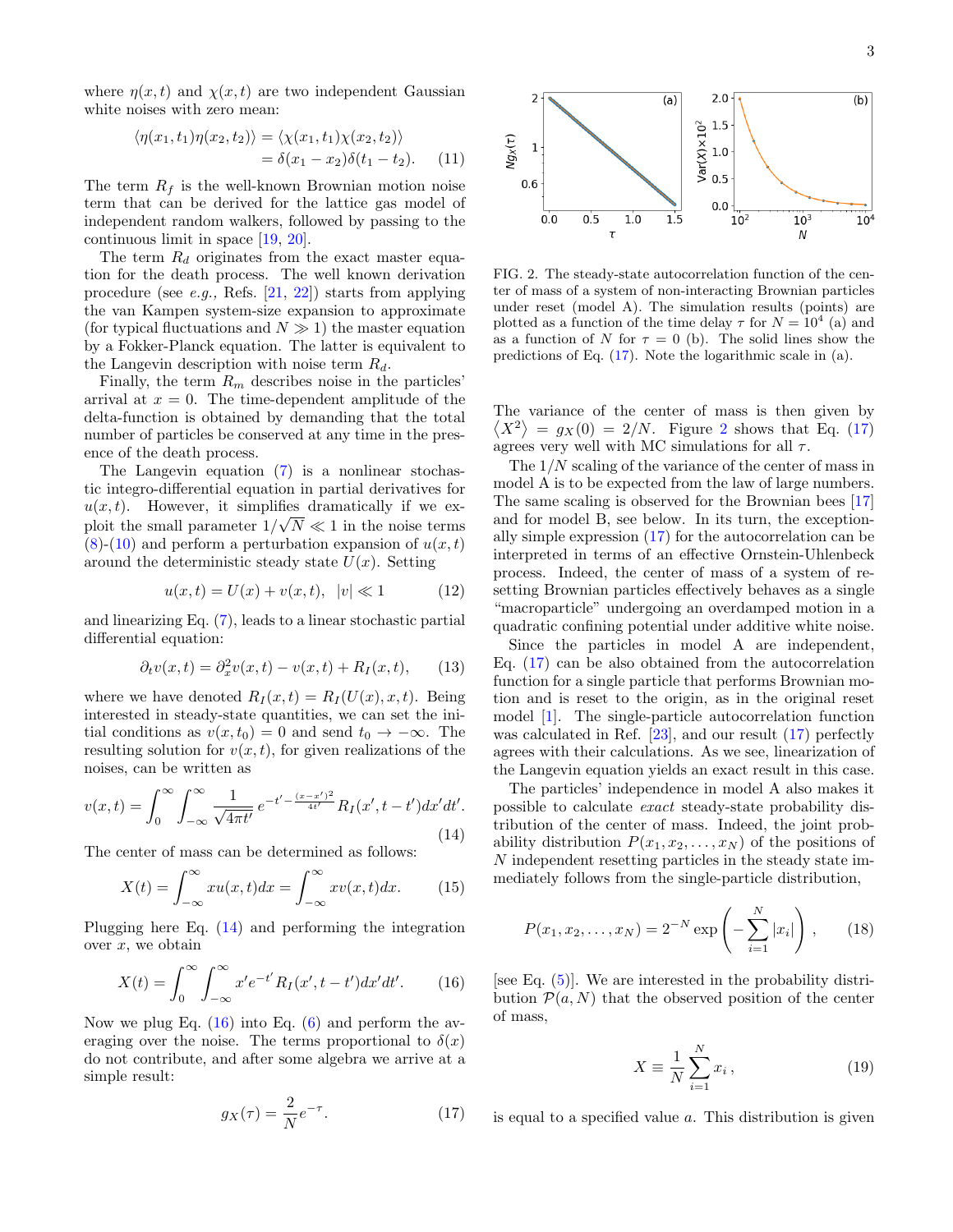where $\eta(x,t)$ and $\chi(x,t)$ are two independent Gaussian white noises with zero mean:

$$\langle \eta(x_1,t_1)\eta(x_2,t_2)\rangle = \langle \chi(x_1,t_1)\chi(x_2,t_2)\rangle = \delta(x_1-x_2)\delta(t_1-t_2). \quad (11)$$

The term $R_f$ is the well-known Brownian motion noise term that can be derived for the lattice gas model of independent random walkers, followed by passing to the continuous limit in space [19, 20].

The term $R_d$ originates from the exact master equation for the death process. The well known derivation procedure (see *e.g.*, Refs. [21, 22]) starts from applying the van Kampen system-size expansion to approximate (for typical fluctuations and $N \gg 1$) the master equation by a Fokker-Planck equation. The latter is equivalent to the Langevin description with noise term $R_d$.

Finally, the term $R_m$ describes noise in the particles' arrival at $x = 0$. The time-dependent amplitude of the delta-function is obtained by demanding that the total number of particles be conserved at any time in the presence of the death process.

The Langevin equation (7) is a nonlinear stochastic integro-differential equation in partial derivatives for $u(x,t)$. However, it simplifies dramatically if we exploit the small parameter $1/\sqrt{N} \ll 1$ in the noise terms (8)-(10) and perform a perturbation expansion of $u(x,t)$ around the deterministic steady state $U(x)$. Setting

$$u(x,t) = U(x) + v(x,t), \quad |v| \ll 1 \quad (12)$$

and linearizing Eq. (7), leads to a linear stochastic partial differential equation:

$$\partial_t v(x,t) = \partial_x^2 v(x,t) - v(x,t) + R_I(x,t), \quad (13)$$

where we have denoted $R_I(x,t) = R_I(U(x),x,t)$. Being interested in steady-state quantities, we can set the initial conditions as $v(x,t_0) = 0$ and send $t_0 \to -\infty$. The resulting solution for $v(x,t)$, for given realizations of the noises, can be written as

$$v(x,t) = \int_0^\infty \int_{-\infty}^\infty \frac{1}{\sqrt{4\pi t'}}\, e^{-t' - \frac{(x-x')^2}{4t'}} R_I(x', t-t')dx'dt'. \quad (14)$$

The center of mass can be determined as follows:

$$X(t) = \int_{-\infty}^\infty x u(x,t)dx = \int_{-\infty}^\infty x v(x,t)dx. \quad (15)$$

Plugging here Eq. (14) and performing the integration over $x$, we obtain

$$X(t) = \int_0^\infty \int_{-\infty}^\infty x' e^{-t'} R_I(x', t-t')dx'dt'. \quad (16)$$

Now we plug Eq. (16) into Eq. (6) and perform the averaging over the noise. The terms proportional to $\delta(x)$ do not contribute, and after some algebra we arrive at a simple result:

$$g_X(\tau) = \frac{2}{N}e^{-\tau}. \quad (17)$$

FIG. 2. The steady-state autocorrelation function of the center of mass of a system of non-interacting Brownian particles under reset (model A). The simulation results (points) are plotted as a function of the time delay $\tau$ for $N = 10^4$ (a) and as a function of $N$ for $\tau = 0$ (b). The solid lines show the predictions of Eq. (17). Note the logarithmic scale in (a).

The variance of the center of mass is then given by $\langle X^2\rangle = g_X(0) = 2/N$. Figure 2 shows that Eq. (17) agrees very well with MC simulations for all $\tau$.

The $1/N$ scaling of the variance of the center of mass in model A is to be expected from the law of large numbers. The same scaling is observed for the Brownian bees [17] and for model B, see below. In its turn, the exceptionally simple expression (17) for the autocorrelation can be interpreted in terms of an effective Ornstein-Uhlenbeck process. Indeed, the center of mass of a system of resetting Brownian particles effectively behaves as a single "macroparticle" undergoing an overdamped motion in a quadratic confining potential under additive white noise.

Since the particles in model A are independent, Eq. (17) can be also obtained from the autocorrelation function for a single particle that performs Brownian motion and is reset to the origin, as in the original reset model [1]. The single-particle autocorrelation function was calculated in Ref. [23], and our result (17) perfectly agrees with their calculations. As we see, linearization of the Langevin equation yields an exact result in this case.

The particles' independence in model A also makes it possible to calculate *exact* steady-state probability distribution of the center of mass. Indeed, the joint probability distribution $P(x_1, x_2, \dots, x_N)$ of the positions of $N$ independent resetting particles in the steady state immediately follows from the single-particle distribution,

$$P(x_1, x_2, \dots, x_N) = 2^{-N} \exp\left(-\sum_{i=1}^N |x_i|\right), \quad (18)$$

[see Eq. (5)]. We are interested in the probability distribution $\mathcal{P}(a, N)$ that the observed position of the center of mass,

$$X \equiv \frac{1}{N}\sum_{i=1}^N x_i, \quad (19)$$

is equal to a specified value $a$. This distribution is given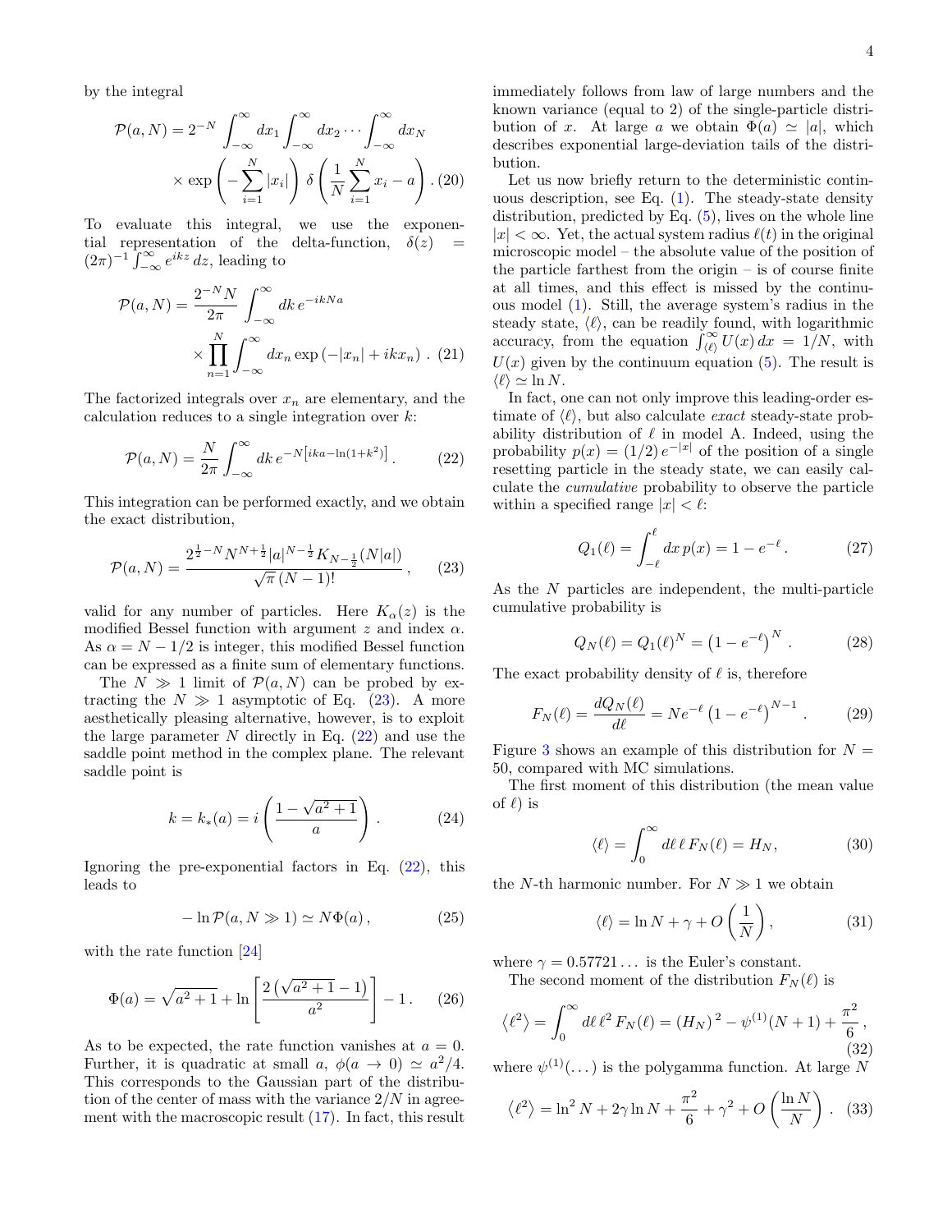by the integral

$$\mathcal{P}(a,N) = 2^{-N}\int_{-\infty}^{\infty}dx_1\int_{-\infty}^{\infty}dx_2\cdots\int_{-\infty}^{\infty}dx_N \times \exp\left(-\sum_{i=1}^{N}|x_i|\right)\delta\left(\frac{1}{N}\sum_{i=1}^{N}x_i - a\right). \quad (20)$$

To evaluate this integral, we use the exponential representation of the delta-function, $\delta(z) = (2\pi)^{-1}\int_{-\infty}^{\infty}e^{ikz}\,dz$, leading to

$$\mathcal{P}(a,N) = \frac{2^{-N}N}{2\pi}\int_{-\infty}^{\infty}dk\,e^{-ikNa} \times \prod_{n=1}^{N}\int_{-\infty}^{\infty}dx_n\exp\left(-|x_n| + ikx_n\right). \quad (21)$$

The factorized integrals over $x_n$ are elementary, and the calculation reduces to a single integration over $k$:

$$\mathcal{P}(a,N) = \frac{N}{2\pi}\int_{-\infty}^{\infty}dk\,e^{-N\left[ika - \ln(1+k^2)\right]}. \quad (22)$$

This integration can be performed exactly, and we obtain the exact distribution,

$$\mathcal{P}(a,N) = \frac{2^{\frac{1}{2}-N}N^{N+\frac{1}{2}}|a|^{N-\frac{1}{2}}K_{N-\frac{1}{2}}(N|a|)}{\sqrt{\pi}\,(N-1)!}, \quad (23)$$

valid for any number of particles. Here $K_\alpha(z)$ is the modified Bessel function with argument $z$ and index $\alpha$. As $\alpha = N - 1/2$ is integer, this modified Bessel function can be expressed as a finite sum of elementary functions.

The $N \gg 1$ limit of $\mathcal{P}(a,N)$ can be probed by extracting the $N \gg 1$ asymptotic of Eq. (23). A more aesthetically pleasing alternative, however, is to exploit the large parameter $N$ directly in Eq. (22) and use the saddle point method in the complex plane. The relevant saddle point is

$$k = k_*(a) = i\left(\frac{1-\sqrt{a^2+1}}{a}\right). \quad (24)$$

Ignoring the pre-exponential factors in Eq. (22), this leads to

$$-\ln\mathcal{P}(a, N \gg 1) \simeq N\Phi(a), \quad (25)$$

with the rate function [24]

$$\Phi(a) = \sqrt{a^2+1} + \ln\left[\frac{2\left(\sqrt{a^2+1}-1\right)}{a^2}\right] - 1. \quad (26)$$

As to be expected, the rate function vanishes at $a = 0$. Further, it is quadratic at small $a$, $\phi(a \to 0) \simeq a^2/4$. This corresponds to the Gaussian part of the distribution of the center of mass with the variance $2/N$ in agreement with the macroscopic result (17). In fact, this result immediately follows from law of large numbers and the known variance (equal to 2) of the single-particle distribution of $x$. At large $a$ we obtain $\Phi(a) \simeq |a|$, which describes exponential large-deviation tails of the distribution.

Let us now briefly return to the deterministic continuous description, see Eq. (1). The steady-state density distribution, predicted by Eq. (5), lives on the whole line $|x| < \infty$. Yet, the actual system radius $\ell(t)$ in the original microscopic model – the absolute value of the position of the particle farthest from the origin – is of course finite at all times, and this effect is missed by the continuous model (1). Still, the average system's radius in the steady state, $\langle\ell\rangle$, can be readily found, with logarithmic accuracy, from the equation $\int_{\langle\ell\rangle}^{\infty}U(x)\,dx = 1/N$, with $U(x)$ given by the continuum equation (5). The result is $\langle\ell\rangle \simeq \ln N$.

In fact, one can not only improve this leading-order estimate of $\langle\ell\rangle$, but also calculate *exact* steady-state probability distribution of $\ell$ in model A. Indeed, using the probability $p(x) = (1/2)\,e^{-|x|}$ of the position of a single resetting particle in the steady state, we can easily calculate the *cumulative* probability to observe the particle within a specified range $|x| < \ell$:

$$Q_1(\ell) = \int_{-\ell}^{\ell}dx\,p(x) = 1 - e^{-\ell}. \quad (27)$$

As the $N$ particles are independent, the multi-particle cumulative probability is

$$Q_N(\ell) = Q_1(\ell)^N = \left(1 - e^{-\ell}\right)^N. \quad (28)$$

The exact probability density of $\ell$ is, therefore

$$F_N(\ell) = \frac{dQ_N(\ell)}{d\ell} = Ne^{-\ell}\left(1 - e^{-\ell}\right)^{N-1}. \quad (29)$$

Figure 3 shows an example of this distribution for $N = 50$, compared with MC simulations.

The first moment of this distribution (the mean value of $\ell$) is

$$\langle\ell\rangle = \int_0^{\infty}d\ell\,\ell\,F_N(\ell) = H_N, \quad (30)$$

the $N$-th harmonic number. For $N \gg 1$ we obtain

$$\langle\ell\rangle = \ln N + \gamma + O\left(\frac{1}{N}\right), \quad (31)$$

where $\gamma = 0.57721\ldots$ is the Euler's constant.

The second moment of the distribution $F_N(\ell)$ is

$$\left\langle\ell^2\right\rangle = \int_0^{\infty}d\ell\,\ell^2\,F_N(\ell) = (H_N)^2 - \psi^{(1)}(N+1) + \frac{\pi^2}{6}, \quad (32)$$

where $\psi^{(1)}(\ldots)$ is the polygamma function. At large $N$

$$\left\langle\ell^2\right\rangle = \ln^2 N + 2\gamma\ln N + \frac{\pi^2}{6} + \gamma^2 + O\left(\frac{\ln N}{N}\right). \quad (33)$$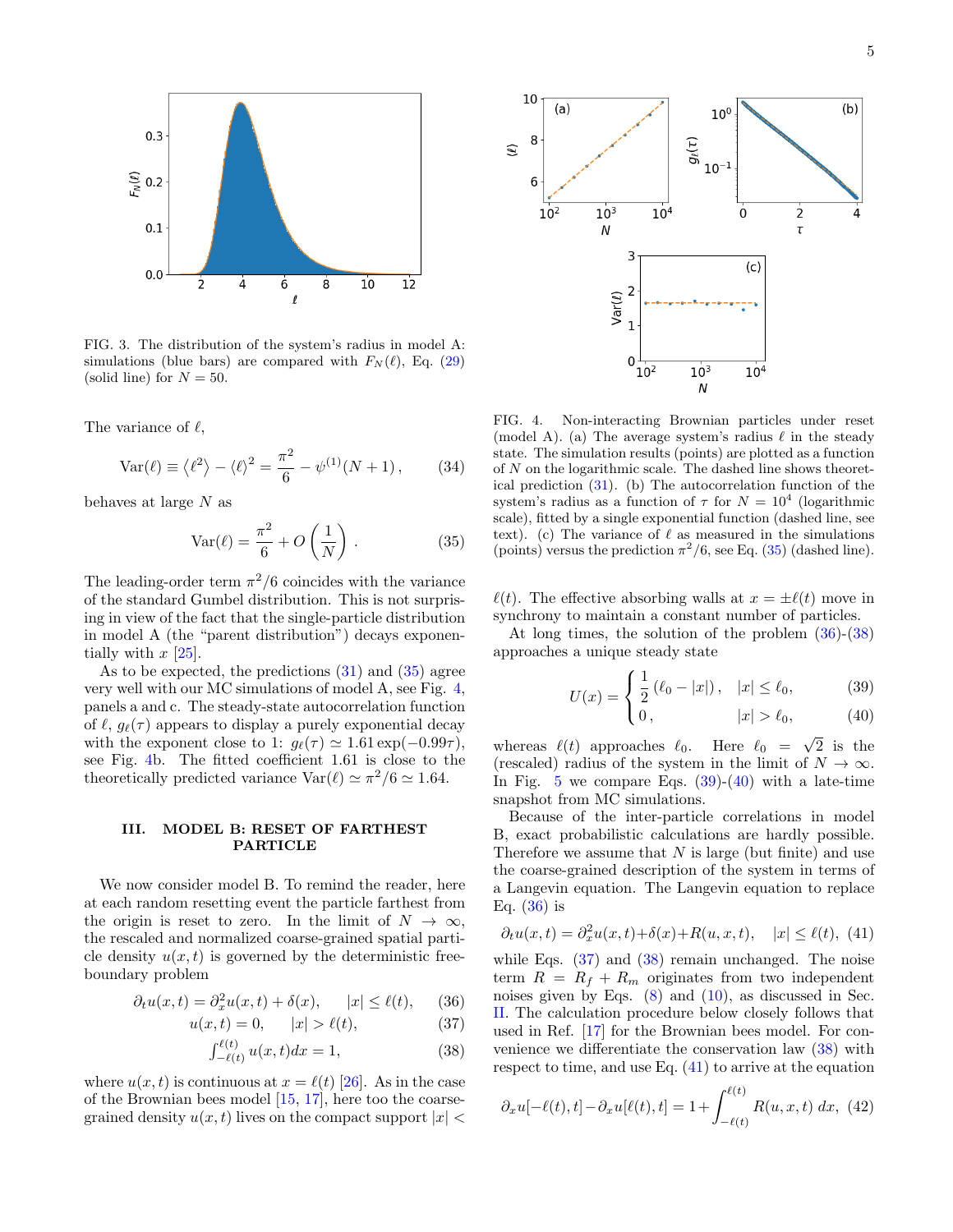FIG. 3. The distribution of the system's radius in model A: simulations (blue bars) are compared with $F_N(\ell)$, Eq. (29) (solid line) for $N = 50$.

FIG. 4. Non-interacting Brownian particles under reset (model A). (a) The average system's radius $\ell$ in the steady state. The simulation results (points) are plotted as a function of $N$ on the logarithmic scale. The dashed line shows theoretical prediction (31). (b) The autocorrelation function of the system's radius as a function of $\tau$ for $N = 10^4$ (logarithmic scale), fitted by a single exponential function (dashed line, see text). (c) The variance of $\ell$ as measured in the simulations (points) versus the prediction $\pi^2/6$, see Eq. (35) (dashed line).

The variance of $\ell$,

$$\mathrm{Var}(\ell) \equiv \left\langle \ell^2 \right\rangle - \left\langle \ell \right\rangle^2 = \frac{\pi^2}{6} - \psi^{(1)}(N+1)\,, \tag{34}$$

behaves at large $N$ as

$$\mathrm{Var}(\ell) = \frac{\pi^2}{6} + O\left(\frac{1}{N}\right)\,. \tag{35}$$

The leading-order term $\pi^2/6$ coincides with the variance of the standard Gumbel distribution. This is not surprising in view of the fact that the single-particle distribution in model A (the "parent distribution") decays exponentially with $x$ [25].

As to be expected, the predictions (31) and (35) agree very well with our MC simulations of model A, see Fig. 4, panels a and c. The steady-state autocorrelation function of $\ell$, $g_\ell(\tau)$ appears to display a purely exponential decay with the exponent close to 1: $g_\ell(\tau) \simeq 1.61 \exp(-0.99\tau)$, see Fig. 4b. The fitted coefficient 1.61 is close to the theoretically predicted variance $\mathrm{Var}(\ell) \simeq \pi^2/6 \simeq 1.64$.

## III. MODEL B: RESET OF FARTHEST PARTICLE

We now consider model B. To remind the reader, here at each random resetting event the particle farthest from the origin is reset to zero. In the limit of $N \to \infty$, the rescaled and normalized coarse-grained spatial particle density $u(x,t)$ is governed by the deterministic free-boundary problem

$$\partial_t u(x,t) = \partial_x^2 u(x,t) + \delta(x), \qquad |x| \le \ell(t), \tag{36}$$

$$u(x,t) = 0, \qquad |x| > \ell(t), \tag{37}$$

$$\int_{-\ell(t)}^{\ell(t)} u(x,t)dx = 1, \tag{38}$$

where $u(x,t)$ is continuous at $x = \ell(t)$ [26]. As in the case of the Brownian bees model [15, 17], here too the coarse-grained density $u(x,t)$ lives on the compact support $|x| < \ell(t)$. The effective absorbing walls at $x = \pm\ell(t)$ move in synchrony to maintain a constant number of particles.

At long times, the solution of the problem (36)-(38) approaches a unique steady state

$$U(x) = \begin{cases} \frac{1}{2}\left(\ell_0 - |x|\right), & |x| \le \ell_0, \qquad (39) \\ 0\,, & |x| > \ell_0, \qquad (40) \end{cases}$$

whereas $\ell(t)$ approaches $\ell_0$. Here $\ell_0 = \sqrt{2}$ is the (rescaled) radius of the system in the limit of $N \to \infty$. In Fig. 5 we compare Eqs. (39)-(40) with a late-time snapshot from MC simulations.

Because of the inter-particle correlations in model B, exact probabilistic calculations are hardly possible. Therefore we assume that $N$ is large (but finite) and use the coarse-grained description of the system in terms of a Langevin equation. The Langevin equation to replace Eq. (36) is

$$\partial_t u(x,t) = \partial_x^2 u(x,t) + \delta(x) + R(u,x,t), \quad |x| \le \ell(t), \tag{41}$$

while Eqs. (37) and (38) remain unchanged. The noise term $R = R_f + R_m$ originates from two independent noises given by Eqs. (8) and (10), as discussed in Sec. II. The calculation procedure below closely follows that used in Ref. [17] for the Brownian bees model. For convenience we differentiate the conservation law (38) with respect to time, and use Eq. (41) to arrive at the equation

$$\partial_x u[-\ell(t), t] - \partial_x u[\ell(t), t] = 1 + \int_{-\ell(t)}^{\ell(t)} R(u,x,t)\, dx, \tag{42}$$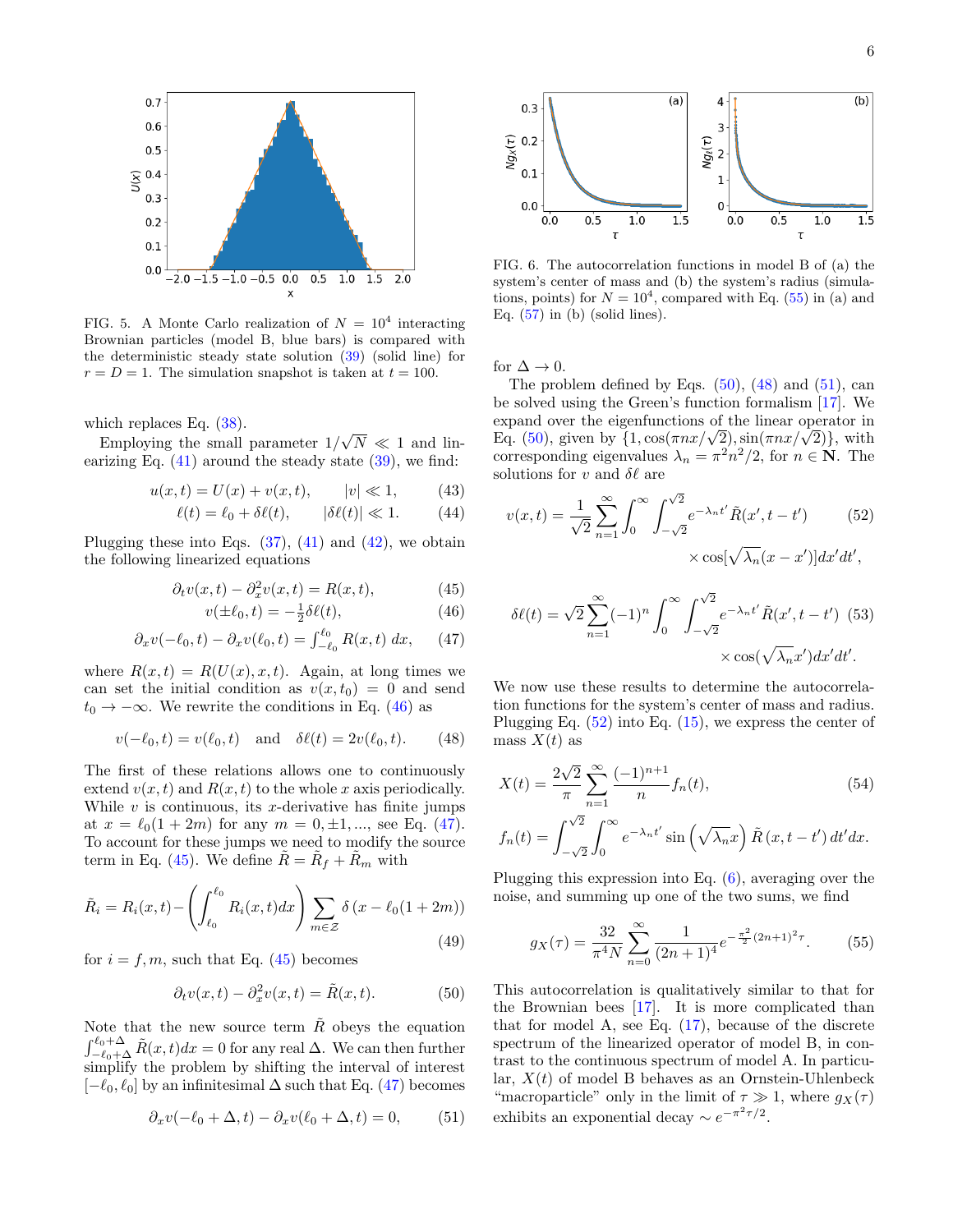FIG. 5. A Monte Carlo realization of $N = 10^4$ interacting Brownian particles (model B, blue bars) is compared with the deterministic steady state solution (39) (solid line) for $r = D = 1$. The simulation snapshot is taken at $t = 100$.

which replaces Eq. (38).

Employing the small parameter $1/\sqrt{N} \ll 1$ and linearizing Eq. (41) around the steady state (39), we find:

$$u(x,t) = U(x) + v(x,t), \qquad |v| \ll 1, \tag{43}$$

$$\ell(t) = \ell_0 + \delta\ell(t), \qquad |\delta\ell(t)| \ll 1. \tag{44}$$

Plugging these into Eqs. (37), (41) and (42), we obtain the following linearized equations

$$\partial_t v(x,t) - \partial_x^2 v(x,t) = R(x,t), \tag{45}$$

$$v(\pm\ell_0, t) = -\tfrac{1}{2}\delta\ell(t), \tag{46}$$

$$\partial_x v(-\ell_0,t) - \partial_x v(\ell_0,t) = \int_{-\ell_0}^{\ell_0} R(x,t)\, dx, \tag{47}$$

where $R(x,t) = R(U(x),x,t)$. Again, at long times we can set the initial condition as $v(x,t_0) = 0$ and send $t_0 \to -\infty$. We rewrite the conditions in Eq. (46) as

$$v(-\ell_0,t) = v(\ell_0,t) \quad \text{and} \quad \delta\ell(t) = 2v(\ell_0,t). \tag{48}$$

The first of these relations allows one to continuously extend $v(x,t)$ and $R(x,t)$ to the whole $x$ axis periodically. While $v$ is continuous, its $x$-derivative has finite jumps at $x = \ell_0(1+2m)$ for any $m = 0, \pm1, ...$, see Eq. (47). To account for these jumps we need to modify the source term in Eq. (45). We define $\tilde{R} = \tilde{R}_f + \tilde{R}_m$ with

$$\tilde{R}_i = R_i(x,t) - \left(\int_{\ell_0}^{\ell_0} R_i(x,t)dx\right) \sum_{m\in\mathcal{Z}} \delta\left(x - \ell_0(1+2m)\right) \tag{49}$$

for $i = f, m$, such that Eq. (45) becomes

$$\partial_t v(x,t) - \partial_x^2 v(x,t) = \tilde{R}(x,t). \tag{50}$$

Note that the new source term $\tilde{R}$ obeys the equation $\int_{-\ell_0+\Delta}^{\ell_0+\Delta} \tilde{R}(x,t)dx = 0$ for any real $\Delta$. We can then further simplify the problem by shifting the interval of interest $[-\ell_0, \ell_0]$ by an infinitesimal $\Delta$ such that Eq. (47) becomes

$$\partial_x v(-\ell_0+\Delta,t) - \partial_x v(\ell_0+\Delta,t) = 0, \tag{51}$$

FIG. 6. The autocorrelation functions in model B of (a) the system's center of mass and (b) the system's radius (simulations, points) for $N = 10^4$, compared with Eq. (55) in (a) and Eq. (57) in (b) (solid lines).

for $\Delta \to 0$.

The problem defined by Eqs. (50), (48) and (51), can be solved using the Green's function formalism [17]. We expand over the eigenfunctions of the linear operator in Eq. (50), given by $\{1, \cos(\pi n x/\sqrt{2}), \sin(\pi n x/\sqrt{2})\}$, with corresponding eigenvalues $\lambda_n = \pi^2 n^2/2$, for $n \in \mathbf{N}$. The solutions for $v$ and $\delta\ell$ are

$$v(x,t) = \frac{1}{\sqrt{2}} \sum_{n=1}^{\infty} \int_0^{\infty} \int_{-\sqrt{2}}^{\sqrt{2}} e^{-\lambda_n t'} \tilde{R}(x', t-t') \times \cos[\sqrt{\lambda_n}(x-x')]dx'dt', \tag{52}$$

$$\delta\ell(t) = \sqrt{2} \sum_{n=1}^{\infty} (-1)^n \int_0^{\infty} \int_{-\sqrt{2}}^{\sqrt{2}} e^{-\lambda_n t'} \tilde{R}(x', t-t') \times \cos(\sqrt{\lambda_n} x')dx'dt'. \tag{53}$$

We now use these results to determine the autocorrelation functions for the system's center of mass and radius. Plugging Eq. (52) into Eq. (15), we express the center of mass $X(t)$ as

$$X(t) = \frac{2\sqrt{2}}{\pi} \sum_{n=1}^{\infty} \frac{(-1)^{n+1}}{n} f_n(t), \tag{54}$$

$$f_n(t) = \int_{-\sqrt{2}}^{\sqrt{2}} \int_0^{\infty} e^{-\lambda_n t'} \sin\left(\sqrt{\lambda_n} x\right) \tilde{R}\left(x, t-t'\right) dt' dx.$$

Plugging this expression into Eq. (6), averaging over the noise, and summing up one of the two sums, we find

$$g_X(\tau) = \frac{32}{\pi^4 N} \sum_{n=0}^{\infty} \frac{1}{(2n+1)^4} e^{-\frac{\pi^2}{2}(2n+1)^2 \tau}. \tag{55}$$

This autocorrelation is qualitatively similar to that for the Brownian bees [17]. It is more complicated than that for model A, see Eq. (17), because of the discrete spectrum of the linearized operator of model B, in contrast to the continuous spectrum of model A. In particular, $X(t)$ of model B behaves as an Ornstein-Uhlenbeck "macroparticle" only in the limit of $\tau \gg 1$, where $g_X(\tau)$ exhibits an exponential decay $\sim e^{-\pi^2\tau/2}$.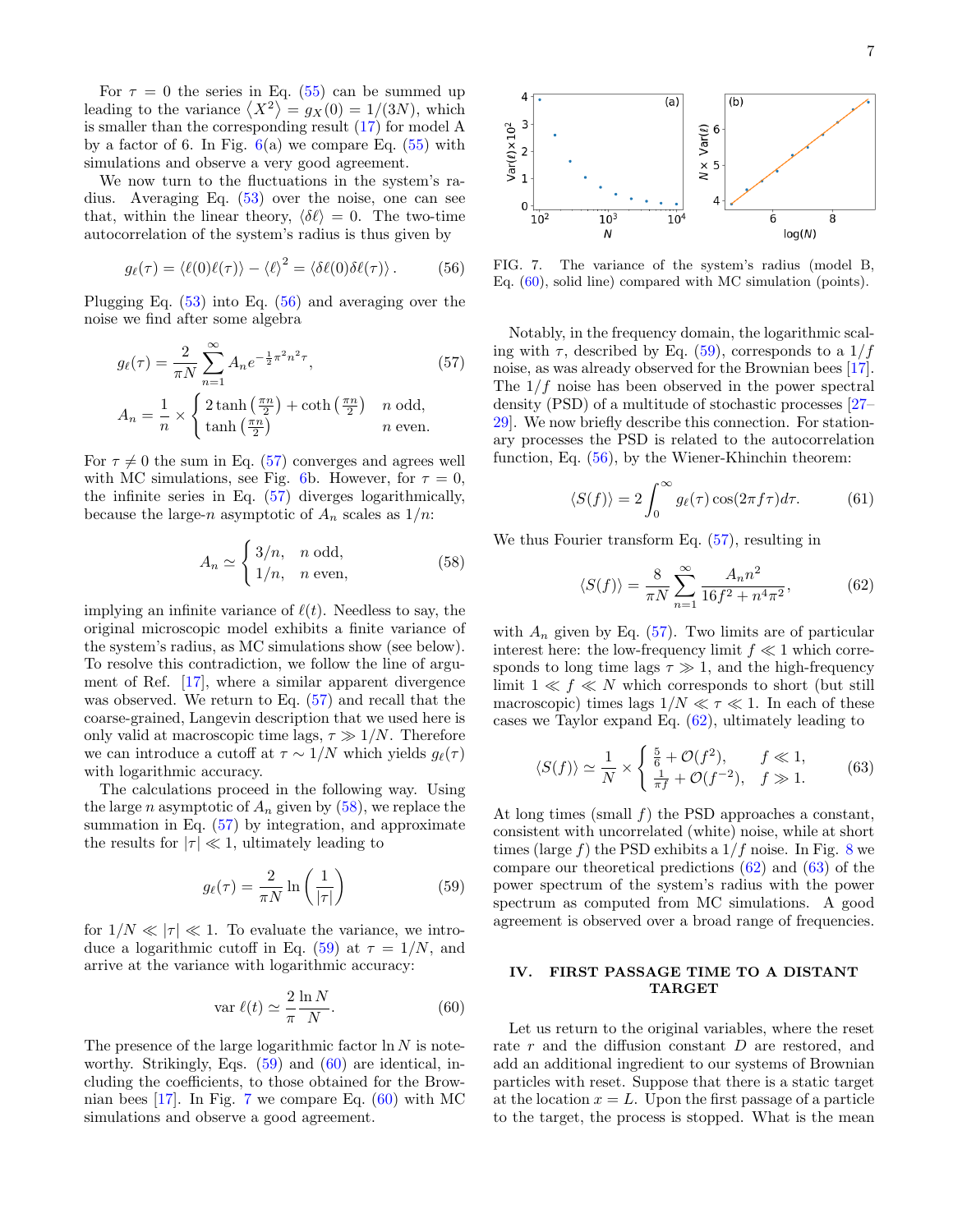For $\tau = 0$ the series in Eq. (55) can be summed up leading to the variance $\langle X^2 \rangle = g_X(0) = 1/(3N)$, which is smaller than the corresponding result (17) for model A by a factor of 6. In Fig. 6(a) we compare Eq. (55) with simulations and observe a very good agreement.

We now turn to the fluctuations in the system's radius. Averaging Eq. (53) over the noise, one can see that, within the linear theory, $\langle \delta \ell \rangle = 0$. The two-time autocorrelation of the system's radius is thus given by

$$g_\ell(\tau) = \langle \ell(0)\ell(\tau)\rangle - \langle \ell \rangle^2 = \langle \delta\ell(0)\delta\ell(\tau)\rangle . \qquad (56)$$

Plugging Eq. (53) into Eq. (56) and averaging over the noise we find after some algebra

$$g_\ell(\tau) = \frac{2}{\pi N}\sum_{n=1}^{\infty} A_n e^{-\frac{1}{2}\pi^2 n^2 \tau}, \qquad (57)$$

$$A_n = \frac{1}{n} \times \begin{cases} 2\tanh\left(\frac{\pi n}{2}\right) + \coth\left(\frac{\pi n}{2}\right) & n \text{ odd}, \\ \tanh\left(\frac{\pi n}{2}\right) & n \text{ even}. \end{cases}$$

For $\tau \neq 0$ the sum in Eq. (57) converges and agrees well with MC simulations, see Fig. 6b. However, for $\tau = 0$, the infinite series in Eq. (57) diverges logarithmically, because the large-$n$ asymptotic of $A_n$ scales as $1/n$:

$$A_n \simeq \begin{cases} 3/n, & n \text{ odd}, \\ 1/n, & n \text{ even}, \end{cases} \qquad (58)$$

implying an infinite variance of $\ell(t)$. Needless to say, the original microscopic model exhibits a finite variance of the system's radius, as MC simulations show (see below). To resolve this contradiction, we follow the line of argument of Ref. [17], where a similar apparent divergence was observed. We return to Eq. (57) and recall that the coarse-grained, Langevin description that we used here is only valid at macroscopic time lags, $\tau \gg 1/N$. Therefore we can introduce a cutoff at $\tau \sim 1/N$ which yields $g_\ell(\tau)$ with logarithmic accuracy.

The calculations proceed in the following way. Using the large $n$ asymptotic of $A_n$ given by (58), we replace the summation in Eq. (57) by integration, and approximate the results for $|\tau| \ll 1$, ultimately leading to

$$g_\ell(\tau) = \frac{2}{\pi N}\ln\left(\frac{1}{|\tau|}\right) \qquad (59)$$

for $1/N \ll |\tau| \ll 1$. To evaluate the variance, we introduce a logarithmic cutoff in Eq. (59) at $\tau = 1/N$, and arrive at the variance with logarithmic accuracy:

$$\text{var}\,\ell(t) \simeq \frac{2}{\pi}\frac{\ln N}{N}. \qquad (60)$$

The presence of the large logarithmic factor $\ln N$ is noteworthy. Strikingly, Eqs. (59) and (60) are identical, including the coefficients, to those obtained for the Brownian bees [17]. In Fig. 7 we compare Eq. (60) with MC simulations and observe a good agreement.

FIG. 7. The variance of the system's radius (model B, Eq. (60), solid line) compared with MC simulation (points).

Notably, in the frequency domain, the logarithmic scaling with $\tau$, described by Eq. (59), corresponds to a $1/f$ noise, as was already observed for the Brownian bees [17]. The $1/f$ noise has been observed in the power spectral density (PSD) of a multitude of stochastic processes [27–29]. We now briefly describe this connection. For stationary processes the PSD is related to the autocorrelation function, Eq. (56), by the Wiener-Khinchin theorem:

$$\langle S(f)\rangle = 2\int_0^\infty g_\ell(\tau)\cos(2\pi f \tau)d\tau. \qquad (61)$$

We thus Fourier transform Eq. (57), resulting in

$$\langle S(f)\rangle = \frac{8}{\pi N}\sum_{n=1}^{\infty}\frac{A_n n^2}{16 f^2 + n^4\pi^2}, \qquad (62)$$

with $A_n$ given by Eq. (57). Two limits are of particular interest here: the low-frequency limit $f \ll 1$ which corresponds to long time lags $\tau \gg 1$, and the high-frequency limit $1 \ll f \ll N$ which corresponds to short (but still macroscopic) times lags $1/N \ll \tau \ll 1$. In each of these cases we Taylor expand Eq. (62), ultimately leading to

$$\langle S(f)\rangle \simeq \frac{1}{N} \times \begin{cases} \frac{5}{6} + \mathcal{O}(f^2), & f \ll 1, \\ \frac{1}{\pi f} + \mathcal{O}(f^{-2}), & f \gg 1. \end{cases} \qquad (63)$$

At long times (small $f$) the PSD approaches a constant, consistent with uncorrelated (white) noise, while at short times (large $f$) the PSD exhibits a $1/f$ noise. In Fig. 8 we compare our theoretical predictions (62) and (63) of the power spectrum of the system's radius with the power spectrum as computed from MC simulations. A good agreement is observed over a broad range of frequencies.

## IV. FIRST PASSAGE TIME TO A DISTANT TARGET

Let us return to the original variables, where the reset rate $r$ and the diffusion constant $D$ are restored, and add an additional ingredient to our systems of Brownian particles with reset. Suppose that there is a static target at the location $x = L$. Upon the first passage of a particle to the target, the process is stopped. What is the mean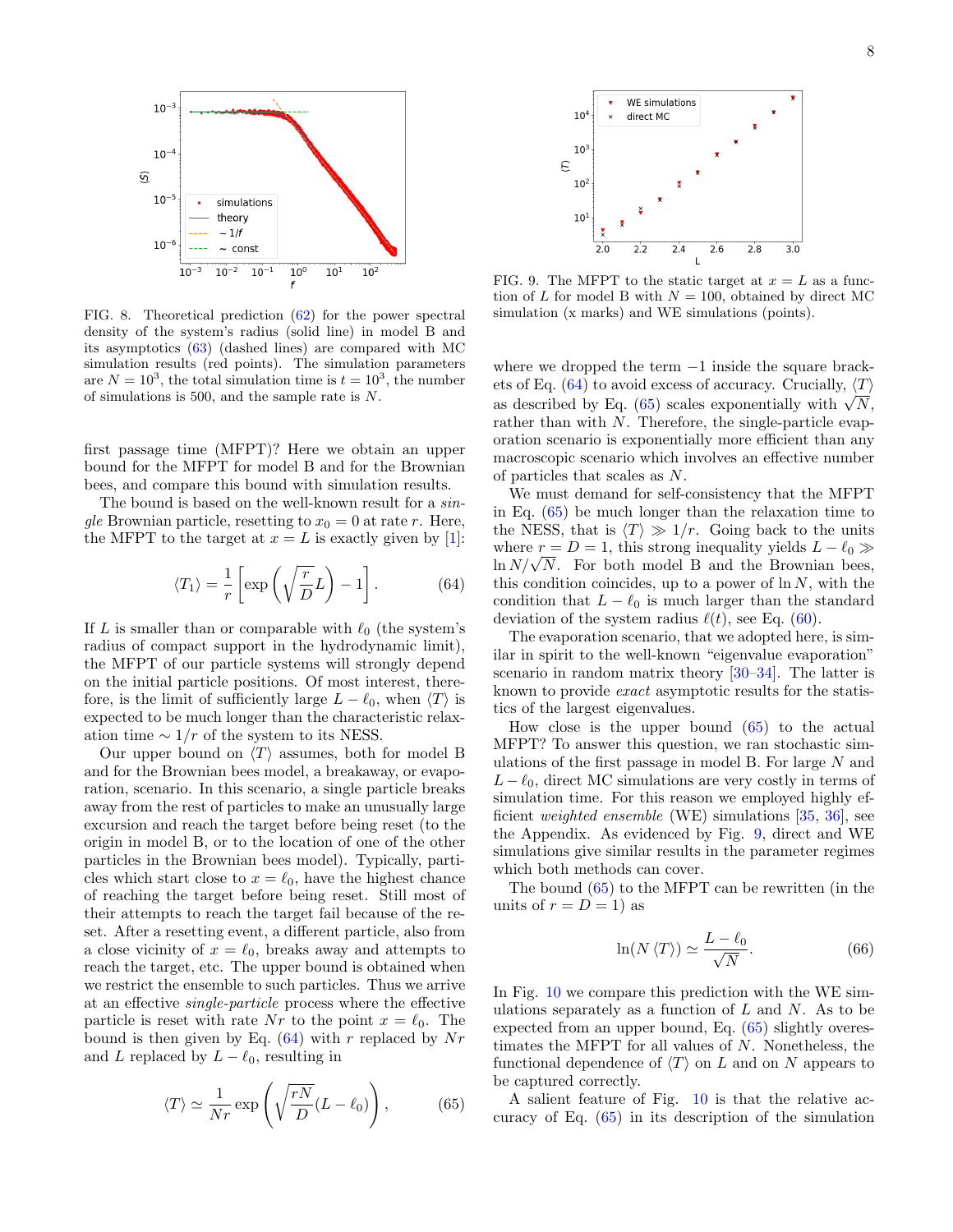FIG. 8. Theoretical prediction (62) for the power spectral density of the system's radius (solid line) in model B and its asymptotics (63) (dashed lines) are compared with MC simulation results (red points). The simulation parameters are $N = 10^3$, the total simulation time is $t = 10^3$, the number of simulations is 500, and the sample rate is $N$.

first passage time (MFPT)? Here we obtain an upper bound for the MFPT for model B and for the Brownian bees, and compare this bound with simulation results.

The bound is based on the well-known result for a *single* Brownian particle, resetting to $x_0 = 0$ at rate $r$. Here, the MFPT to the target at $x = L$ is exactly given by [1]:

$$\langle T_1 \rangle = \frac{1}{r}\left[\exp\left(\sqrt{\frac{r}{D}}L\right) - 1\right]. \tag{64}$$

If $L$ is smaller than or comparable with $\ell_0$ (the system's radius of compact support in the hydrodynamic limit), the MFPT of our particle systems will strongly depend on the initial particle positions. Of most interest, therefore, is the limit of sufficiently large $L - \ell_0$, when $\langle T \rangle$ is expected to be much longer than the characteristic relaxation time $\sim 1/r$ of the system to its NESS.

Our upper bound on $\langle T \rangle$ assumes, both for model B and for the Brownian bees model, a breakaway, or evaporation, scenario. In this scenario, a single particle breaks away from the rest of particles to make an unusually large excursion and reach the target before being reset (to the origin in model B, or to the location of one of the other particles in the Brownian bees model). Typically, particles which start close to $x = \ell_0$, have the highest chance of reaching the target before being reset. Still most of their attempts to reach the target fail because of the reset. After a resetting event, a different particle, also from a close vicinity of $x = \ell_0$, breaks away and attempts to reach the target, etc. The upper bound is obtained when we restrict the ensemble to such particles. Thus we arrive at an effective *single-particle* process where the effective particle is reset with rate $Nr$ to the point $x = \ell_0$. The bound is then given by Eq. (64) with $r$ replaced by $Nr$ and $L$ replaced by $L - \ell_0$, resulting in

$$\langle T \rangle \simeq \frac{1}{Nr}\exp\left(\sqrt{\frac{rN}{D}}(L - \ell_0)\right), \tag{65}$$

FIG. 9. The MFPT to the static target at $x = L$ as a function of $L$ for model B with $N = 100$, obtained by direct MC simulation (x marks) and WE simulations (points).

where we dropped the term $-1$ inside the square brackets of Eq. (64) to avoid excess of accuracy. Crucially, $\langle T \rangle$ as described by Eq. (65) scales exponentially with $\sqrt{N}$, rather than with $N$. Therefore, the single-particle evaporation scenario is exponentially more efficient than any macroscopic scenario which involves an effective number of particles that scales as $N$.

We must demand for self-consistency that the MFPT in Eq. (65) be much longer than the relaxation time to the NESS, that is $\langle T \rangle \gg 1/r$. Going back to the units where $r = D = 1$, this strong inequality yields $L - \ell_0 \gg \ln N/\sqrt{N}$. For both model B and the Brownian bees, this condition coincides, up to a power of $\ln N$, with the condition that $L - \ell_0$ is much larger than the standard deviation of the system radius $\ell(t)$, see Eq. (60).

The evaporation scenario, that we adopted here, is similar in spirit to the well-known "eigenvalue evaporation" scenario in random matrix theory [30–34]. The latter is known to provide *exact* asymptotic results for the statistics of the largest eigenvalues.

How close is the upper bound (65) to the actual MFPT? To answer this question, we ran stochastic simulations of the first passage in model B. For large $N$ and $L - \ell_0$, direct MC simulations are very costly in terms of simulation time. For this reason we employed highly efficient *weighted ensemble* (WE) simulations [35, 36], see the Appendix. As evidenced by Fig. 9, direct and WE simulations give similar results in the parameter regimes which both methods can cover.

The bound (65) to the MFPT can be rewritten (in the units of $r = D = 1$) as

$$\ln(N \langle T \rangle) \simeq \frac{L - \ell_0}{\sqrt{N}}. \tag{66}$$

In Fig. 10 we compare this prediction with the WE simulations separately as a function of $L$ and $N$. As to be expected from an upper bound, Eq. (65) slightly overestimates the MFPT for all values of $N$. Nonetheless, the functional dependence of $\langle T \rangle$ on $L$ and on $N$ appears to be captured correctly.

A salient feature of Fig. 10 is that the relative accuracy of Eq. (65) in its description of the simulation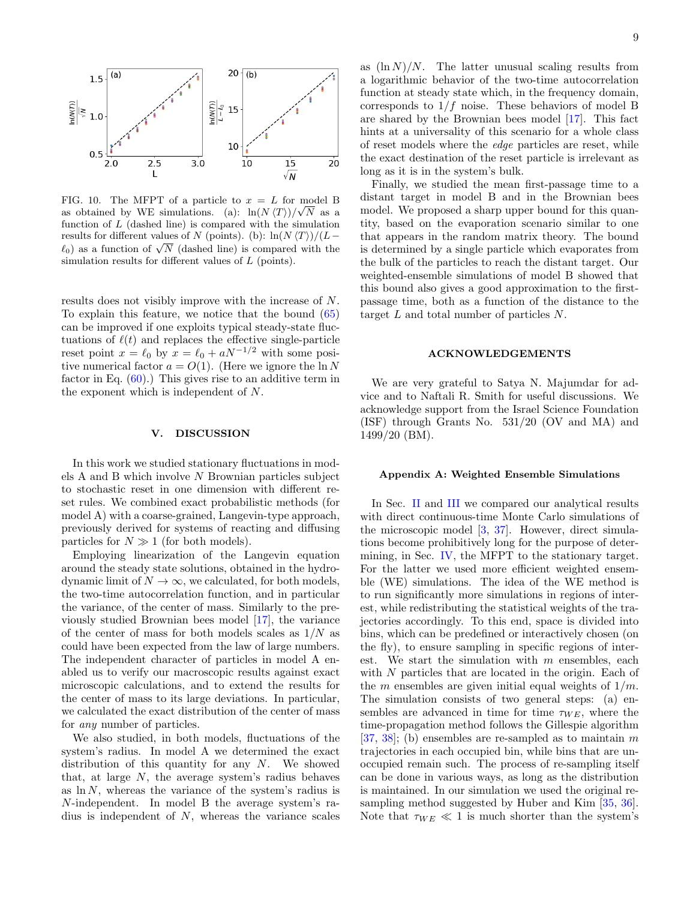FIG. 10. The MFPT of a particle to $x = L$ for model B as obtained by WE simulations. (a): $\ln(N\langle T\rangle)/\sqrt{N}$ as a function of $L$ (dashed line) is compared with the simulation results for different values of $N$ (points). (b): $\ln(N\langle T\rangle)/(L-\ell_0)$ as a function of $\sqrt{N}$ (dashed line) is compared with the simulation results for different values of $L$ (points).

results does not visibly improve with the increase of $N$. To explain this feature, we notice that the bound (65) can be improved if one exploits typical steady-state fluctuations of $\ell(t)$ and replaces the effective single-particle reset point $x = \ell_0$ by $x = \ell_0 + aN^{-1/2}$ with some positive numerical factor $a = O(1)$. (Here we ignore the $\ln N$ factor in Eq. (60).) This gives rise to an additive term in the exponent which is independent of $N$.

## V. DISCUSSION

In this work we studied stationary fluctuations in models A and B which involve $N$ Brownian particles subject to stochastic reset in one dimension with different reset rules. We combined exact probabilistic methods (for model A) with a coarse-grained, Langevin-type approach, previously derived for systems of reacting and diffusing particles for $N \gg 1$ (for both models).

Employing linearization of the Langevin equation around the steady state solutions, obtained in the hydrodynamic limit of $N \to \infty$, we calculated, for both models, the two-time autocorrelation function, and in particular the variance, of the center of mass. Similarly to the previously studied Brownian bees model [17], the variance of the center of mass for both models scales as $1/N$ as could have been expected from the law of large numbers. The independent character of particles in model A enabled us to verify our macroscopic results against exact microscopic calculations, and to extend the results for the center of mass to its large deviations. In particular, we calculated the exact distribution of the center of mass for *any* number of particles.

We also studied, in both models, fluctuations of the system's radius. In model A we determined the exact distribution of this quantity for any $N$. We showed that, at large $N$, the average system's radius behaves as $\ln N$, whereas the variance of the system's radius is $N$-independent. In model B the average system's radius is independent of $N$, whereas the variance scales as $(\ln N)/N$. The latter unusual scaling results from a logarithmic behavior of the two-time autocorrelation function at steady state which, in the frequency domain, corresponds to $1/f$ noise. These behaviors of model B are shared by the Brownian bees model [17]. This fact hints at a universality of this scenario for a whole class of reset models where the *edge* particles are reset, while the exact destination of the reset particle is irrelevant as long as it is in the system's bulk.

Finally, we studied the mean first-passage time to a distant target in model B and in the Brownian bees model. We proposed a sharp upper bound for this quantity, based on the evaporation scenario similar to one that appears in the random matrix theory. The bound is determined by a single particle which evaporates from the bulk of the particles to reach the distant target. Our weighted-ensemble simulations of model B showed that this bound also gives a good approximation to the first-passage time, both as a function of the distance to the target $L$ and total number of particles $N$.

## ACKNOWLEDGEMENTS

We are very grateful to Satya N. Majumdar for advice and to Naftali R. Smith for useful discussions. We acknowledge support from the Israel Science Foundation (ISF) through Grants No. 531/20 (OV and MA) and 1499/20 (BM).

### Appendix A: Weighted Ensemble Simulations

In Sec. II and III we compared our analytical results with direct continuous-time Monte Carlo simulations of the microscopic model [3, 37]. However, direct simulations become prohibitively long for the purpose of determining, in Sec. IV, the MFPT to the stationary target. For the latter we used more efficient weighted ensemble (WE) simulations. The idea of the WE method is to run significantly more simulations in regions of interest, while redistributing the statistical weights of the trajectories accordingly. To this end, space is divided into bins, which can be predefined or interactively chosen (on the fly), to ensure sampling in specific regions of interest. We start the simulation with $m$ ensembles, each with $N$ particles that are located in the origin. Each of the $m$ ensembles are given initial equal weights of $1/m$. The simulation consists of two general steps: (a) ensembles are advanced in time for time $\tau_{WE}$, where the time-propagation method follows the Gillespie algorithm [37, 38]; (b) ensembles are re-sampled as to maintain $m$ trajectories in each occupied bin, while bins that are unoccupied remain such. The process of re-sampling itself can be done in various ways, as long as the distribution is maintained. In our simulation we used the original re-sampling method suggested by Huber and Kim [35, 36]. Note that $\tau_{WE} \ll 1$ is much shorter than the system's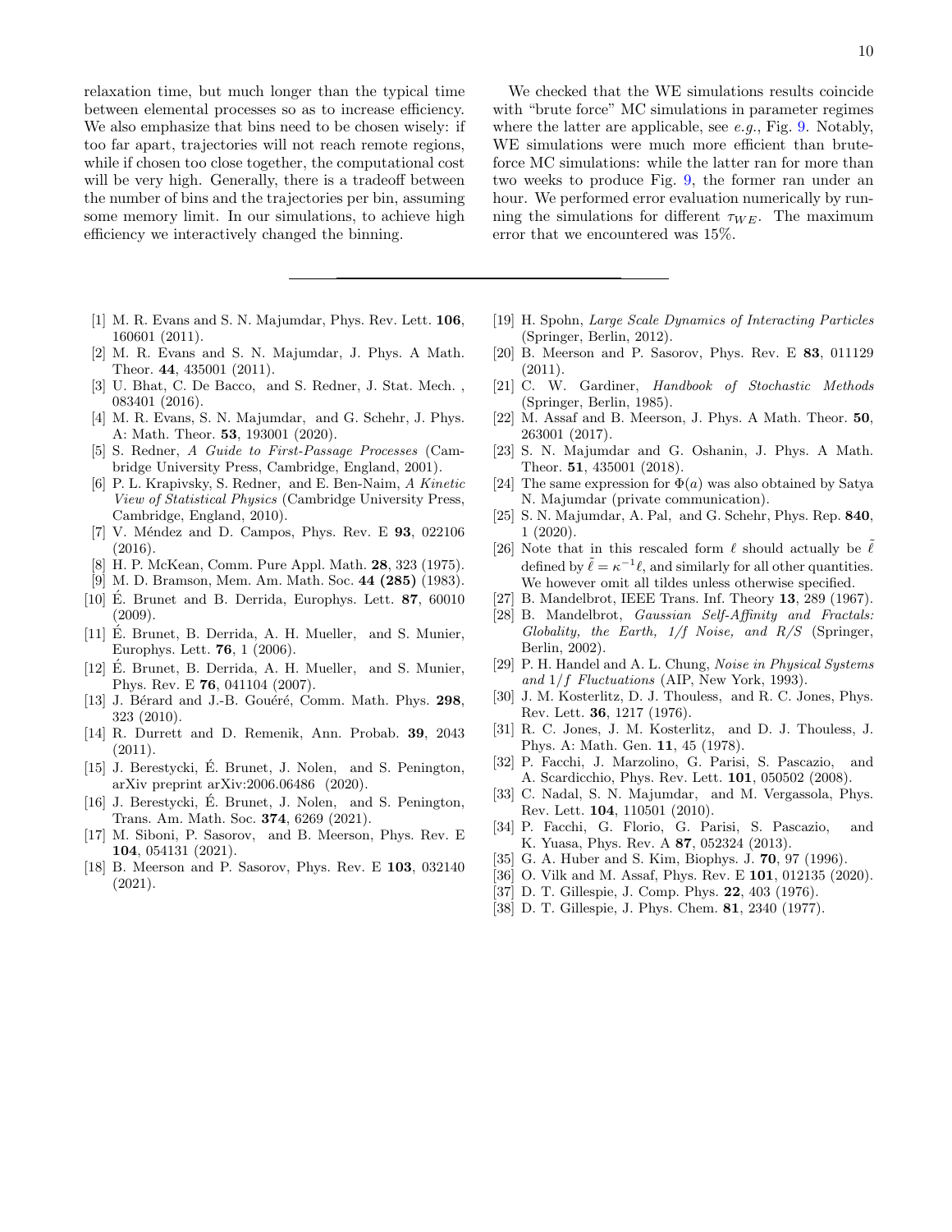relaxation time, but much longer than the typical time between elemental processes so as to increase efficiency. We also emphasize that bins need to be chosen wisely: if too far apart, trajectories will not reach remote regions, while if chosen too close together, the computational cost will be very high. Generally, there is a tradeoff between the number of bins and the trajectories per bin, assuming some memory limit. In our simulations, to achieve high efficiency we interactively changed the binning.

We checked that the WE simulations results coincide with "brute force" MC simulations in parameter regimes where the latter are applicable, see *e.g.*, Fig. 9. Notably, WE simulations were much more efficient than brute-force MC simulations: while the latter ran for more than two weeks to produce Fig. 9, the former ran under an hour. We performed error evaluation numerically by running the simulations for different $\tau_{WE}$. The maximum error that we encountered was 15%.

---

[1] M. R. Evans and S. N. Majumdar, Phys. Rev. Lett. **106**, 160601 (2011).
[2] M. R. Evans and S. N. Majumdar, J. Phys. A Math. Theor. **44**, 435001 (2011).
[3] U. Bhat, C. De Bacco, and S. Redner, J. Stat. Mech. , 083401 (2016).
[4] M. R. Evans, S. N. Majumdar, and G. Schehr, J. Phys. A: Math. Theor. **53**, 193001 (2020).
[5] S. Redner, *A Guide to First-Passage Processes* (Cambridge University Press, Cambridge, England, 2001).
[6] P. L. Krapivsky, S. Redner, and E. Ben-Naim, *A Kinetic View of Statistical Physics* (Cambridge University Press, Cambridge, England, 2010).
[7] V. Méndez and D. Campos, Phys. Rev. E **93**, 022106 (2016).
[8] H. P. McKean, Comm. Pure Appl. Math. **28**, 323 (1975).
[9] M. D. Bramson, Mem. Am. Math. Soc. **44 (285)** (1983).
[10] É. Brunet and B. Derrida, Europhys. Lett. **87**, 60010 (2009).
[11] É. Brunet, B. Derrida, A. H. Mueller, and S. Munier, Europhys. Lett. **76**, 1 (2006).
[12] É. Brunet, B. Derrida, A. H. Mueller, and S. Munier, Phys. Rev. E **76**, 041104 (2007).
[13] J. Bérard and J.-B. Gouéré, Comm. Math. Phys. **298**, 323 (2010).
[14] R. Durrett and D. Remenik, Ann. Probab. **39**, 2043 (2011).
[15] J. Berestycki, É. Brunet, J. Nolen, and S. Penington, arXiv preprint arXiv:2006.06486 (2020).
[16] J. Berestycki, É. Brunet, J. Nolen, and S. Penington, Trans. Am. Math. Soc. **374**, 6269 (2021).
[17] M. Siboni, P. Sasorov, and B. Meerson, Phys. Rev. E **104**, 054131 (2021).
[18] B. Meerson and P. Sasorov, Phys. Rev. E **103**, 032140 (2021).
[19] H. Spohn, *Large Scale Dynamics of Interacting Particles* (Springer, Berlin, 2012).
[20] B. Meerson and P. Sasorov, Phys. Rev. E **83**, 011129 (2011).
[21] C. W. Gardiner, *Handbook of Stochastic Methods* (Springer, Berlin, 1985).
[22] M. Assaf and B. Meerson, J. Phys. A Math. Theor. **50**, 263001 (2017).
[23] S. N. Majumdar and G. Oshanin, J. Phys. A Math. Theor. **51**, 435001 (2018).
[24] The same expression for $\Phi(a)$ was also obtained by Satya N. Majumdar (private communication).
[25] S. N. Majumdar, A. Pal, and G. Schehr, Phys. Rep. **840**, 1 (2020).
[26] Note that in this rescaled form $\ell$ should actually be $\tilde{\ell}$ defined by $\tilde{\ell} = \kappa^{-1}\ell$, and similarly for all other quantities. We however omit all tildes unless otherwise specified.
[27] B. Mandelbrot, IEEE Trans. Inf. Theory **13**, 289 (1967).
[28] B. Mandelbrot, *Gaussian Self-Affinity and Fractals: Globality, the Earth, 1/f Noise, and R/S* (Springer, Berlin, 2002).
[29] P. H. Handel and A. L. Chung, *Noise in Physical Systems and 1/f Fluctuations* (AIP, New York, 1993).
[30] J. M. Kosterlitz, D. J. Thouless, and R. C. Jones, Phys. Rev. Lett. **36**, 1217 (1976).
[31] R. C. Jones, J. M. Kosterlitz, and D. J. Thouless, J. Phys. A: Math. Gen. **11**, 45 (1978).
[32] P. Facchi, J. Marzolino, G. Parisi, S. Pascazio, and A. Scardicchio, Phys. Rev. Lett. **101**, 050502 (2008).
[33] C. Nadal, S. N. Majumdar, and M. Vergassola, Phys. Rev. Lett. **104**, 110501 (2010).
[34] P. Facchi, G. Florio, G. Parisi, S. Pascazio, and K. Yuasa, Phys. Rev. A **87**, 052324 (2013).
[35] G. A. Huber and S. Kim, Biophys. J. **70**, 97 (1996).
[36] O. Vilk and M. Assaf, Phys. Rev. E **101**, 012135 (2020).
[37] D. T. Gillespie, J. Comp. Phys. **22**, 403 (1976).
[38] D. T. Gillespie, J. Phys. Chem. **81**, 2340 (1977).